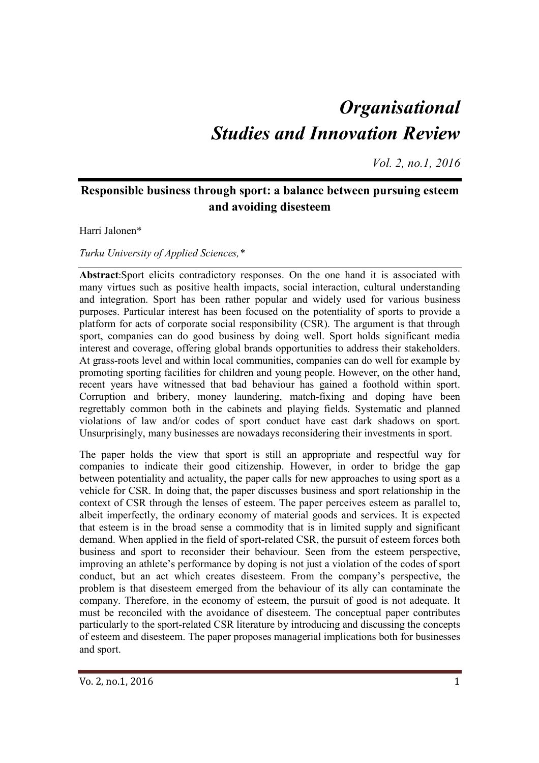# *Organisational Studies and Innovation Review*

*Vol. 2, no.1, 2016*

## Responsible business through sport: a balance between pursuing esteem and avoiding disesteem

Harri Jalonen*

*Turku University of Applied Sciences,**

**Abstract**:Sport elicits contradictory responses. On the one hand it is associated with many virtues such as positive health impacts, social interaction, cultural understanding and integration. Sport has been rather popular and widely used for various business purposes. Particular interest has been focused on the potentiality of sports to provide a platform for acts of corporate social responsibility (CSR). The argument is that through sport, companies can do good business by doing well. Sport holds significant media interest and coverage, offering global brands opportunities to address their stakeholders. At grass-roots level and within local communities, companies can do well for example by promoting sporting facilities for children and young people. However, on the other hand, recent years have witnessed that bad behaviour has gained a foothold within sport. Corruption and bribery, money laundering, match-fixing and doping have been regrettably common both in the cabinets and playing fields. Systematic and planned violations of law and/or codes of sport conduct have cast dark shadows on sport. Unsurprisingly, many businesses are nowadays reconsidering their investments in sport.

The paper holds the view that sport is still an appropriate and respectful way for companies to indicate their good citizenship. However, in order to bridge the gap between potentiality and actuality, the paper calls for new approaches to using sport as a vehicle for CSR. In doing that, the paper discusses business and sport relationship in the context of CSR through the lenses of esteem. The paper perceives esteem as parallel to, albeit imperfectly, the ordinary economy of material goods and services. It is expected that esteem is in the broad sense a commodity that is in limited supply and significant demand. When applied in the field of sport-related CSR, the pursuit of esteem forces both business and sport to reconsider their behaviour. Seen from the esteem perspective, improving an athlete's performance by doping is not just a violation of the codes of sport conduct, but an act which creates disesteem. From the company's perspective, the problem is that disesteem emerged from the behaviour of its ally can contaminate the company. Therefore, in the economy of esteem, the pursuit of good is not adequate. It must be reconciled with the avoidance of disesteem. The conceptual paper contributes particularly to the sport-related CSR literature by introducing and discussing the concepts of esteem and disesteem. The paper proposes managerial implications both for businesses and sport.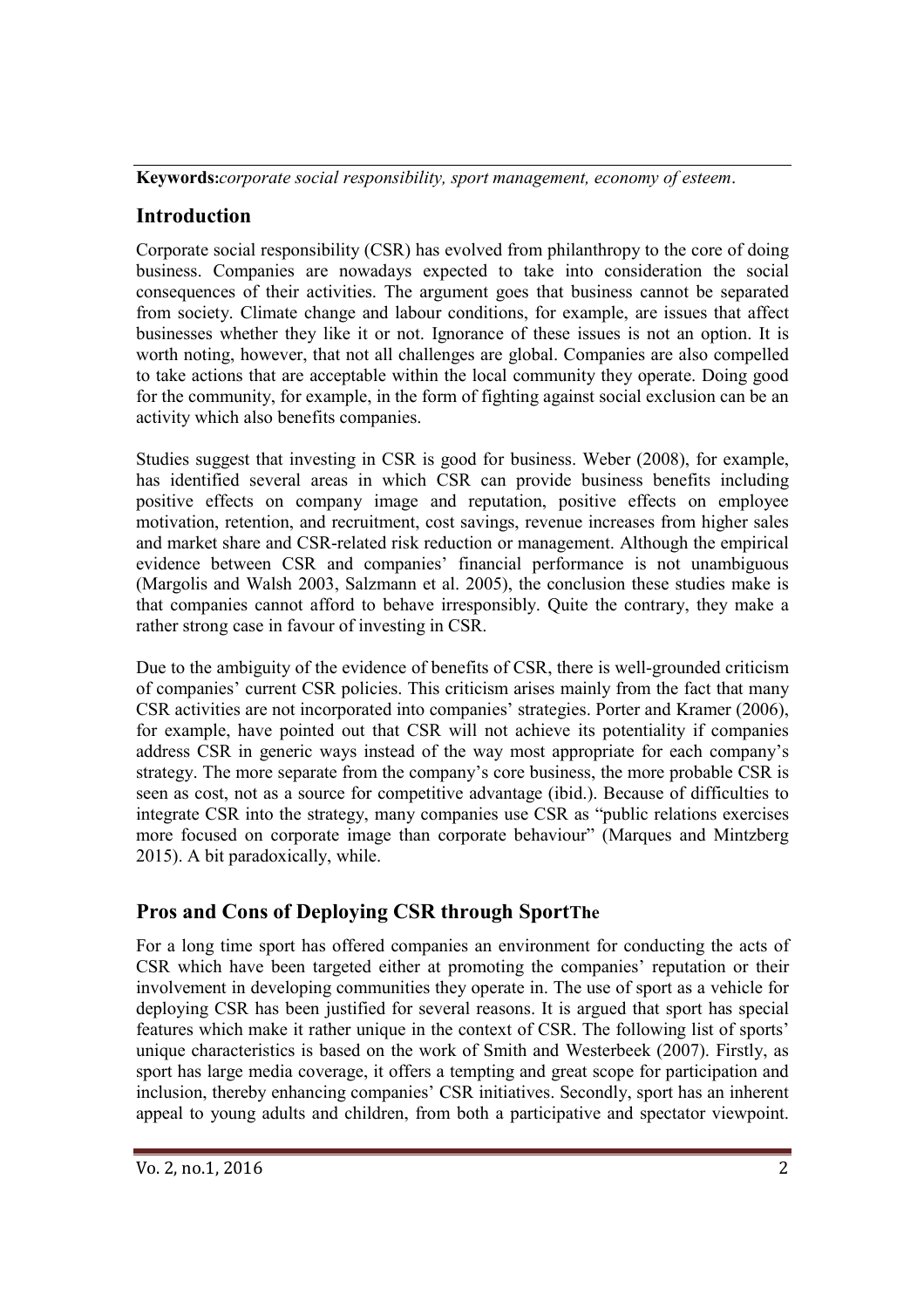**Keywords:** *corporate social responsibility, sport management, economy of esteem*.

## Introduction

Corporate social responsibility (CSR) has evolved from philanthropy to the core of doing business. Companies are nowadays expected to take into consideration the social consequences of their activities. The argument goes that business cannot be separated from society. Climate change and labour conditions, for example, are issues that affect businesses whether they like it or not. Ignorance of these issues is not an option. It is worth noting, however, that not all challenges are global. Companies are also compelled to take actions that are acceptable within the local community they operate. Doing good for the community, for example, in the form of fighting against social exclusion can be an activity which also benefits companies.

Studies suggest that investing in CSR is good for business. Weber (2008), for example, has identified several areas in which CSR can provide business benefits including positive effects on company image and reputation, positive effects on employee motivation, retention, and recruitment, cost savings, revenue increases from higher sales and market share and CSR-related risk reduction or management. Although the empirical evidence between CSR and companies' financial performance is not unambiguous (Margolis and Walsh 2003, Salzmann et al. 2005), the conclusion these studies make is that companies cannot afford to behave irresponsibly. Quite the contrary, they make a rather strong case in favour of investing in CSR.

Due to the ambiguity of the evidence of benefits of CSR, there is well-grounded criticism of companies' current CSR policies. This criticism arises mainly from the fact that many CSR activities are not incorporated into companies' strategies. Porter and Kramer (2006), for example, have pointed out that CSR will not achieve its potentiality if companies address CSR in generic ways instead of the way most appropriate for each company's strategy. The more separate from the company's core business, the more probable CSR is seen as cost, not as a source for competitive advantage (ibid.). Because of difficulties to integrate CSR into the strategy, many companies use CSR as "public relations exercises more focused on corporate image than corporate behaviour" (Marques and Mintzberg 2015). A bit paradoxically, while.

## Pros and Cons of Deploying CSR through SportThe

For a long time sport has offered companies an environment for conducting the acts of CSR which have been targeted either at promoting the companies' reputation or their involvement in developing communities they operate in. The use of sport as a vehicle for deploying CSR has been justified for several reasons. It is argued that sport has special features which make it rather unique in the context of CSR. The following list of sports' unique characteristics is based on the work of Smith and Westerbeek (2007). Firstly, as sport has large media coverage, it offers a tempting and great scope for participation and inclusion, thereby enhancing companies' CSR initiatives. Secondly, sport has an inherent appeal to young adults and children, from both a participative and spectator viewpoint.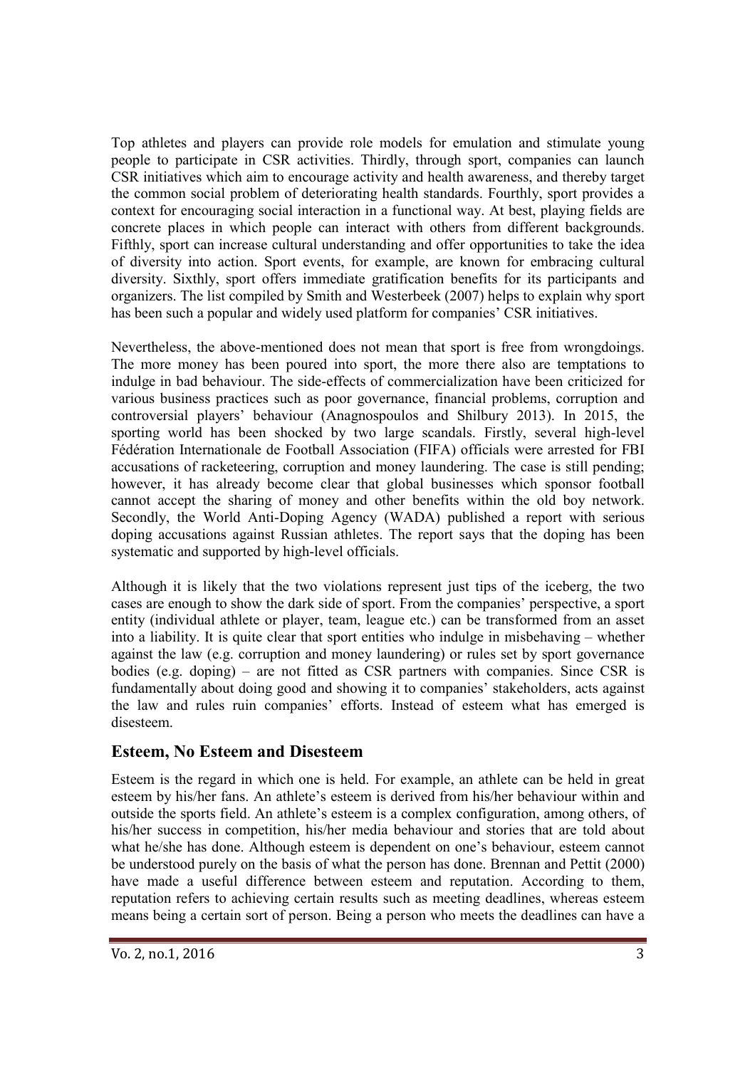Top athletes and players can provide role models for emulation and stimulate young people to participate in CSR activities. Thirdly, through sport, companies can launch CSR initiatives which aim to encourage activity and health awareness, and thereby target the common social problem of deteriorating health standards. Fourthly, sport provides a context for encouraging social interaction in a functional way. At best, playing fields are concrete places in which people can interact with others from different backgrounds. Fifthly, sport can increase cultural understanding and offer opportunities to take the idea of diversity into action. Sport events, for example, are known for embracing cultural diversity. Sixthly, sport offers immediate gratification benefits for its participants and organizers. The list compiled by Smith and Westerbeek (2007) helps to explain why sport has been such a popular and widely used platform for companies' CSR initiatives.

Nevertheless, the above-mentioned does not mean that sport is free from wrongdoings. The more money has been poured into sport, the more there also are temptations to indulge in bad behaviour. The side-effects of commercialization have been criticized for various business practices such as poor governance, financial problems, corruption and controversial players' behaviour (Anagnospoulos and Shilbury 2013). In 2015, the sporting world has been shocked by two large scandals. Firstly, several high-level Fédération Internationale de Football Association (FIFA) officials were arrested for FBI accusations of racketeering, corruption and money laundering. The case is still pending; however, it has already become clear that global businesses which sponsor football cannot accept the sharing of money and other benefits within the old boy network. Secondly, the World Anti-Doping Agency (WADA) published a report with serious doping accusations against Russian athletes. The report says that the doping has been systematic and supported by high-level officials.

Although it is likely that the two violations represent just tips of the iceberg, the two cases are enough to show the dark side of sport. From the companies' perspective, a sport entity (individual athlete or player, team, league etc.) can be transformed from an asset into a liability. It is quite clear that sport entities who indulge in misbehaving – whether against the law (e.g. corruption and money laundering) or rules set by sport governance bodies (e.g. doping) – are not fitted as CSR partners with companies. Since CSR is fundamentally about doing good and showing it to companies' stakeholders, acts against the law and rules ruin companies' efforts. Instead of esteem what has emerged is disesteem.

## Esteem, No Esteem and Disesteem

Esteem is the regard in which one is held. For example, an athlete can be held in great esteem by his/her fans. An athlete's esteem is derived from his/her behaviour within and outside the sports field. An athlete's esteem is a complex configuration, among others, of his/her success in competition, his/her media behaviour and stories that are told about what he/she has done. Although esteem is dependent on one's behaviour, esteem cannot be understood purely on the basis of what the person has done. Brennan and Pettit (2000) have made a useful difference between esteem and reputation. According to them, reputation refers to achieving certain results such as meeting deadlines, whereas esteem means being a certain sort of person. Being a person who meets the deadlines can have a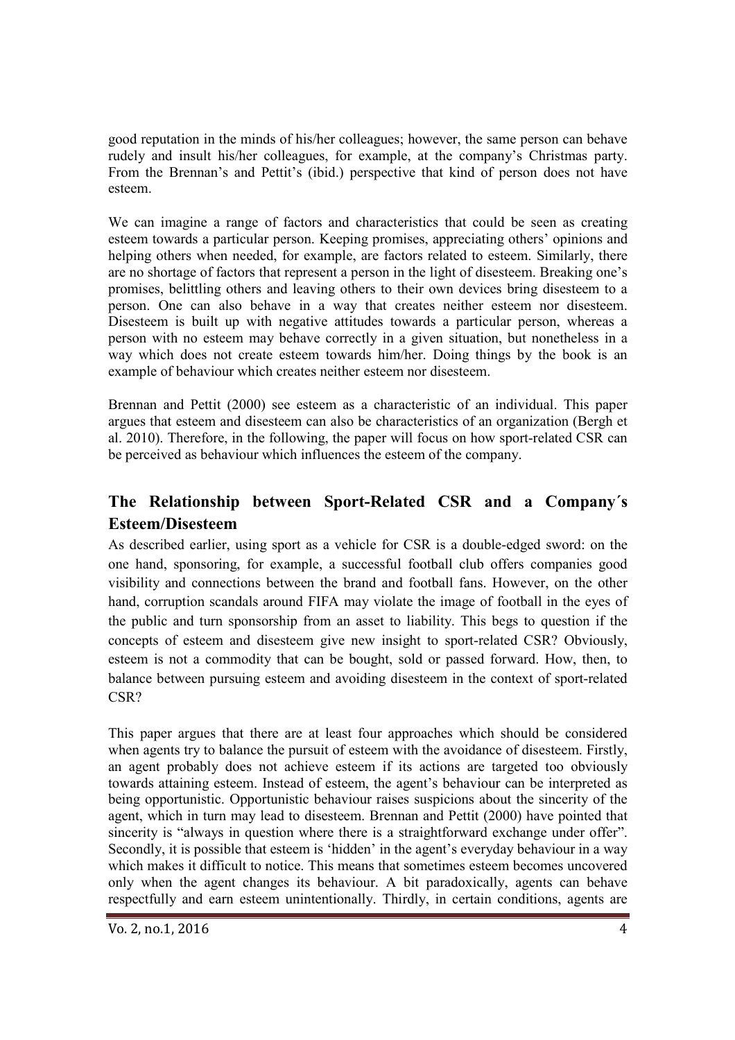good reputation in the minds of his/her colleagues; however, the same person can behave rudely and insult his/her colleagues, for example, at the company's Christmas party. From the Brennan's and Pettit's (ibid.) perspective that kind of person does not have esteem.

We can imagine a range of factors and characteristics that could be seen as creating esteem towards a particular person. Keeping promises, appreciating others' opinions and helping others when needed, for example, are factors related to esteem. Similarly, there are no shortage of factors that represent a person in the light of disesteem. Breaking one's promises, belittling others and leaving others to their own devices bring disesteem to a person. One can also behave in a way that creates neither esteem nor disesteem. Disesteem is built up with negative attitudes towards a particular person, whereas a person with no esteem may behave correctly in a given situation, but nonetheless in a way which does not create esteem towards him/her. Doing things by the book is an example of behaviour which creates neither esteem nor disesteem.

Brennan and Pettit (2000) see esteem as a characteristic of an individual. This paper argues that esteem and disesteem can also be characteristics of an organization (Bergh et al. 2010). Therefore, in the following, the paper will focus on how sport-related CSR can be perceived as behaviour which influences the esteem of the company.

## The Relationship between Sport-Related CSR and a Company´s Esteem/Disesteem

As described earlier, using sport as a vehicle for CSR is a double-edged sword: on the one hand, sponsoring, for example, a successful football club offers companies good visibility and connections between the brand and football fans. However, on the other hand, corruption scandals around FIFA may violate the image of football in the eyes of the public and turn sponsorship from an asset to liability. This begs to question if the concepts of esteem and disesteem give new insight to sport-related CSR? Obviously, esteem is not a commodity that can be bought, sold or passed forward. How, then, to balance between pursuing esteem and avoiding disesteem in the context of sport-related CSR?

This paper argues that there are at least four approaches which should be considered when agents try to balance the pursuit of esteem with the avoidance of disesteem. Firstly, an agent probably does not achieve esteem if its actions are targeted too obviously towards attaining esteem. Instead of esteem, the agent's behaviour can be interpreted as being opportunistic. Opportunistic behaviour raises suspicions about the sincerity of the agent, which in turn may lead to disesteem. Brennan and Pettit (2000) have pointed that sincerity is "always in question where there is a straightforward exchange under offer". Secondly, it is possible that esteem is 'hidden' in the agent's everyday behaviour in a way which makes it difficult to notice. This means that sometimes esteem becomes uncovered only when the agent changes its behaviour. A bit paradoxically, agents can behave respectfully and earn esteem unintentionally. Thirdly, in certain conditions, agents are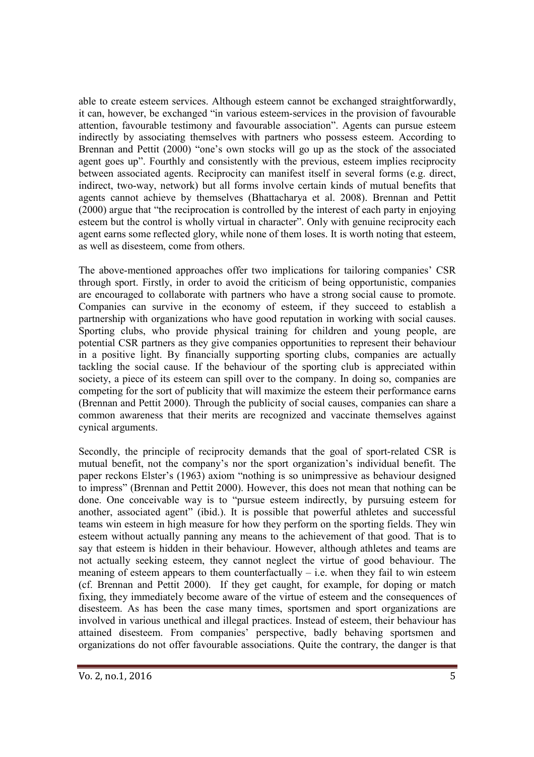able to create esteem services. Although esteem cannot be exchanged straightforwardly, it can, however, be exchanged "in various esteem-services in the provision of favourable attention, favourable testimony and favourable association". Agents can pursue esteem indirectly by associating themselves with partners who possess esteem. According to Brennan and Pettit (2000) "one's own stocks will go up as the stock of the associated agent goes up". Fourthly and consistently with the previous, esteem implies reciprocity between associated agents. Reciprocity can manifest itself in several forms (e.g. direct, indirect, two-way, network) but all forms involve certain kinds of mutual benefits that agents cannot achieve by themselves (Bhattacharya et al. 2008). Brennan and Pettit (2000) argue that "the reciprocation is controlled by the interest of each party in enjoying esteem but the control is wholly virtual in character". Only with genuine reciprocity each agent earns some reflected glory, while none of them loses. It is worth noting that esteem, as well as disesteem, come from others.

The above-mentioned approaches offer two implications for tailoring companies' CSR through sport. Firstly, in order to avoid the criticism of being opportunistic, companies are encouraged to collaborate with partners who have a strong social cause to promote. Companies can survive in the economy of esteem, if they succeed to establish a partnership with organizations who have good reputation in working with social causes. Sporting clubs, who provide physical training for children and young people, are potential CSR partners as they give companies opportunities to represent their behaviour in a positive light. By financially supporting sporting clubs, companies are actually tackling the social cause. If the behaviour of the sporting club is appreciated within society, a piece of its esteem can spill over to the company. In doing so, companies are competing for the sort of publicity that will maximize the esteem their performance earns (Brennan and Pettit 2000). Through the publicity of social causes, companies can share a common awareness that their merits are recognized and vaccinate themselves against cynical arguments.

Secondly, the principle of reciprocity demands that the goal of sport-related CSR is mutual benefit, not the company's nor the sport organization's individual benefit. The paper reckons Elster's (1963) axiom "nothing is so unimpressive as behaviour designed to impress" (Brennan and Pettit 2000). However, this does not mean that nothing can be done. One conceivable way is to "pursue esteem indirectly, by pursuing esteem for another, associated agent" (ibid.). It is possible that powerful athletes and successful teams win esteem in high measure for how they perform on the sporting fields. They win esteem without actually panning any means to the achievement of that good. That is to say that esteem is hidden in their behaviour. However, although athletes and teams are not actually seeking esteem, they cannot neglect the virtue of good behaviour. The meaning of esteem appears to them counterfactually – i.e. when they fail to win esteem (cf. Brennan and Pettit 2000). If they get caught, for example, for doping or match fixing, they immediately become aware of the virtue of esteem and the consequences of disesteem. As has been the case many times, sportsmen and sport organizations are involved in various unethical and illegal practices. Instead of esteem, their behaviour has attained disesteem. From companies' perspective, badly behaving sportsmen and organizations do not offer favourable associations. Quite the contrary, the danger is that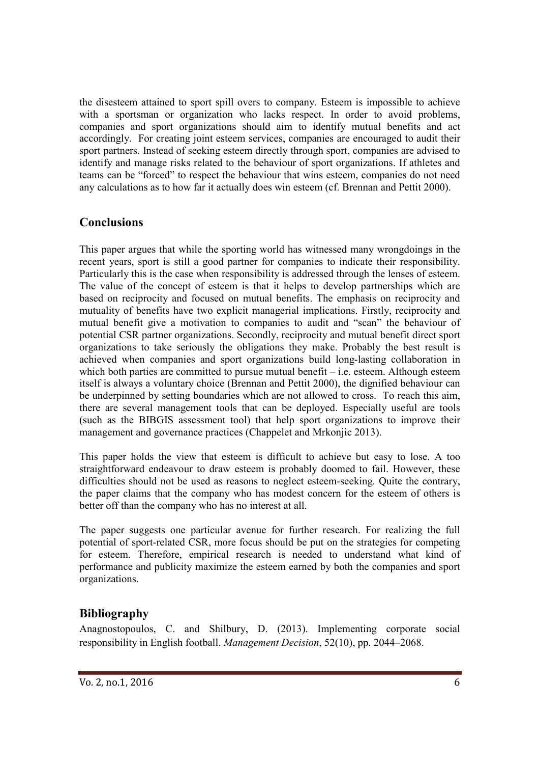the disesteem attained to sport spill overs to company. Esteem is impossible to achieve with a sportsman or organization who lacks respect. In order to avoid problems, companies and sport organizations should aim to identify mutual benefits and act accordingly. For creating joint esteem services, companies are encouraged to audit their sport partners. Instead of seeking esteem directly through sport, companies are advised to identify and manage risks related to the behaviour of sport organizations. If athletes and teams can be "forced" to respect the behaviour that wins esteem, companies do not need any calculations as to how far it actually does win esteem (cf. Brennan and Pettit 2000).

## Conclusions

This paper argues that while the sporting world has witnessed many wrongdoings in the recent years, sport is still a good partner for companies to indicate their responsibility. Particularly this is the case when responsibility is addressed through the lenses of esteem. The value of the concept of esteem is that it helps to develop partnerships which are based on reciprocity and focused on mutual benefits. The emphasis on reciprocity and mutuality of benefits have two explicit managerial implications. Firstly, reciprocity and mutual benefit give a motivation to companies to audit and "scan" the behaviour of potential CSR partner organizations. Secondly, reciprocity and mutual benefit direct sport organizations to take seriously the obligations they make. Probably the best result is achieved when companies and sport organizations build long-lasting collaboration in which both parties are committed to pursue mutual benefit – i.e. esteem. Although esteem itself is always a voluntary choice (Brennan and Pettit 2000), the dignified behaviour can be underpinned by setting boundaries which are not allowed to cross. To reach this aim, there are several management tools that can be deployed. Especially useful are tools (such as the BIBGIS assessment tool) that help sport organizations to improve their management and governance practices (Chappelet and Mrkonjic 2013).

This paper holds the view that esteem is difficult to achieve but easy to lose. A too straightforward endeavour to draw esteem is probably doomed to fail. However, these difficulties should not be used as reasons to neglect esteem-seeking. Quite the contrary, the paper claims that the company who has modest concern for the esteem of others is better off than the company who has no interest at all.

The paper suggests one particular avenue for further research. For realizing the full potential of sport-related CSR, more focus should be put on the strategies for competing for esteem. Therefore, empirical research is needed to understand what kind of performance and publicity maximize the esteem earned by both the companies and sport organizations.

## Bibliography

Anagnostopoulos, C. and Shilbury, D. (2013). Implementing corporate social responsibility in English football. *Management Decision*, 52(10), pp. 2044–2068.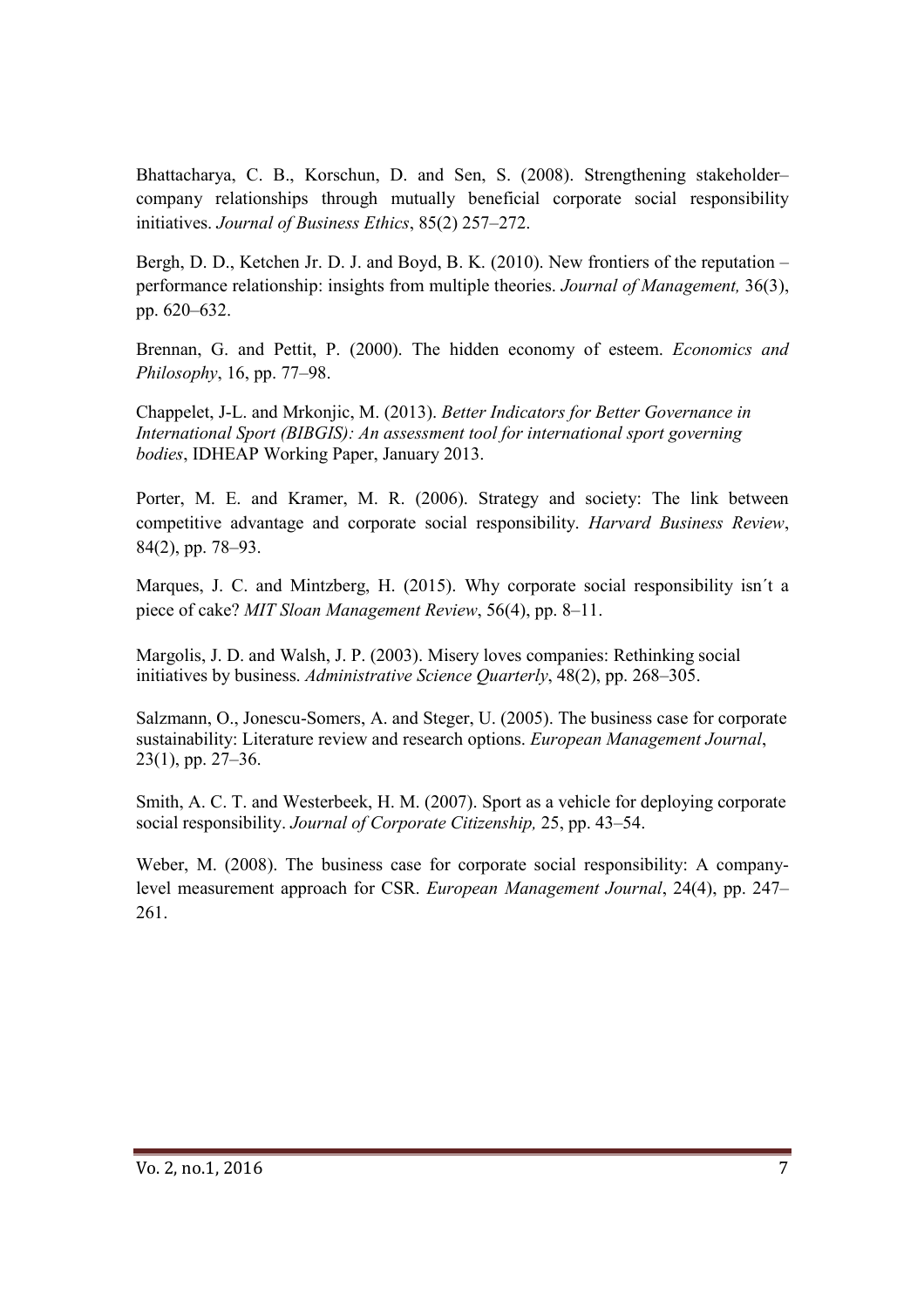Bhattacharya, C. B., Korschun, D. and Sen, S. (2008). Strengthening stakeholder–company relationships through mutually beneficial corporate social responsibility initiatives. *Journal of Business Ethics*, 85(2) 257–272.

Bergh, D. D., Ketchen Jr. D. J. and Boyd, B. K. (2010). New frontiers of the reputation – performance relationship: insights from multiple theories. *Journal of Management,* 36(3), pp. 620–632.

Brennan, G. and Pettit, P. (2000). The hidden economy of esteem. *Economics and Philosophy*, 16, pp. 77–98.

Chappelet, J-L. and Mrkonjic, M. (2013). *Better Indicators for Better Governance in International Sport (BIBGIS): An assessment tool for international sport governing bodies*, IDHEAP Working Paper, January 2013.

Porter, M. E. and Kramer, M. R. (2006). Strategy and society: The link between competitive advantage and corporate social responsibility. *Harvard Business Review*, 84(2), pp. 78–93.

Marques, J. C. and Mintzberg, H. (2015). Why corporate social responsibility isn´t a piece of cake? *MIT Sloan Management Review*, 56(4), pp. 8–11.

Margolis, J. D. and Walsh, J. P. (2003). Misery loves companies: Rethinking social initiatives by business. *Administrative Science Quarterly*, 48(2), pp. 268–305.

Salzmann, O., Jonescu-Somers, A. and Steger, U. (2005). The business case for corporate sustainability: Literature review and research options. *European Management Journal*, 23(1), pp. 27–36.

Smith, A. C. T. and Westerbeek, H. M. (2007). Sport as a vehicle for deploying corporate social responsibility. *Journal of Corporate Citizenship,* 25, pp. 43–54.

Weber, M. (2008). The business case for corporate social responsibility: A company-level measurement approach for CSR. *European Management Journal*, 24(4), pp. 247–261.